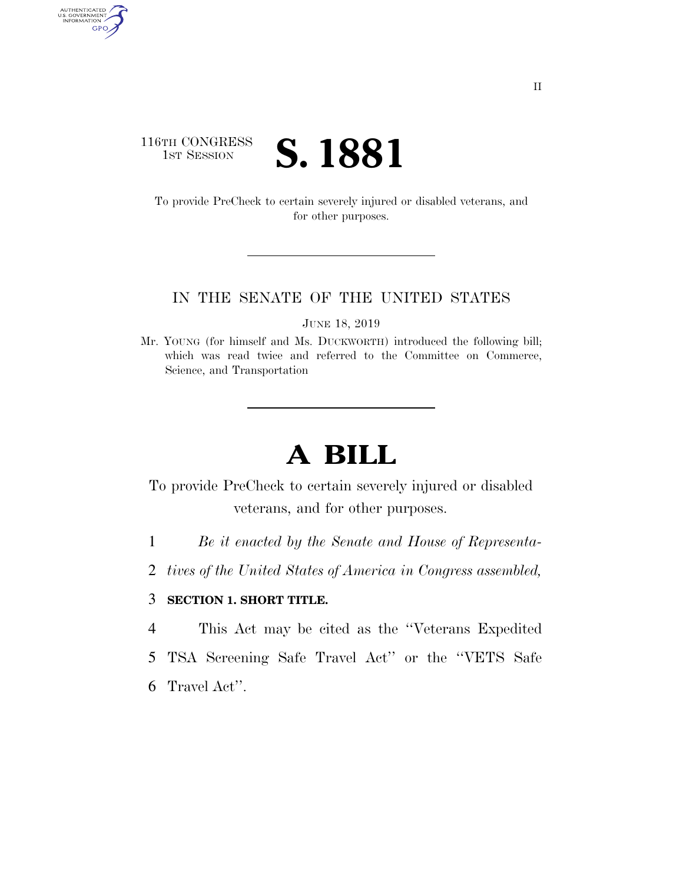116TH CONGRESS
1ST SESSION

# S. 1881

To provide PreCheck to certain severely injured or disabled veterans, and for other purposes.

IN THE SENATE OF THE UNITED STATES

JUNE 18, 2019

Mr. YOUNG (for himself and Ms. DUCKWORTH) introduced the following bill; which was read twice and referred to the Committee on Commerce, Science, and Transportation

# A BILL

To provide PreCheck to certain severely injured or disabled veterans, and for other purposes.

1 *Be it enacted by the Senate and House of Representa-*
2 *tives of the United States of America in Congress assembled,*

3 **SECTION 1. SHORT TITLE.**

4 This Act may be cited as the ''Veterans Expedited
5 TSA Screening Safe Travel Act'' or the ''VETS Safe
6 Travel Act''.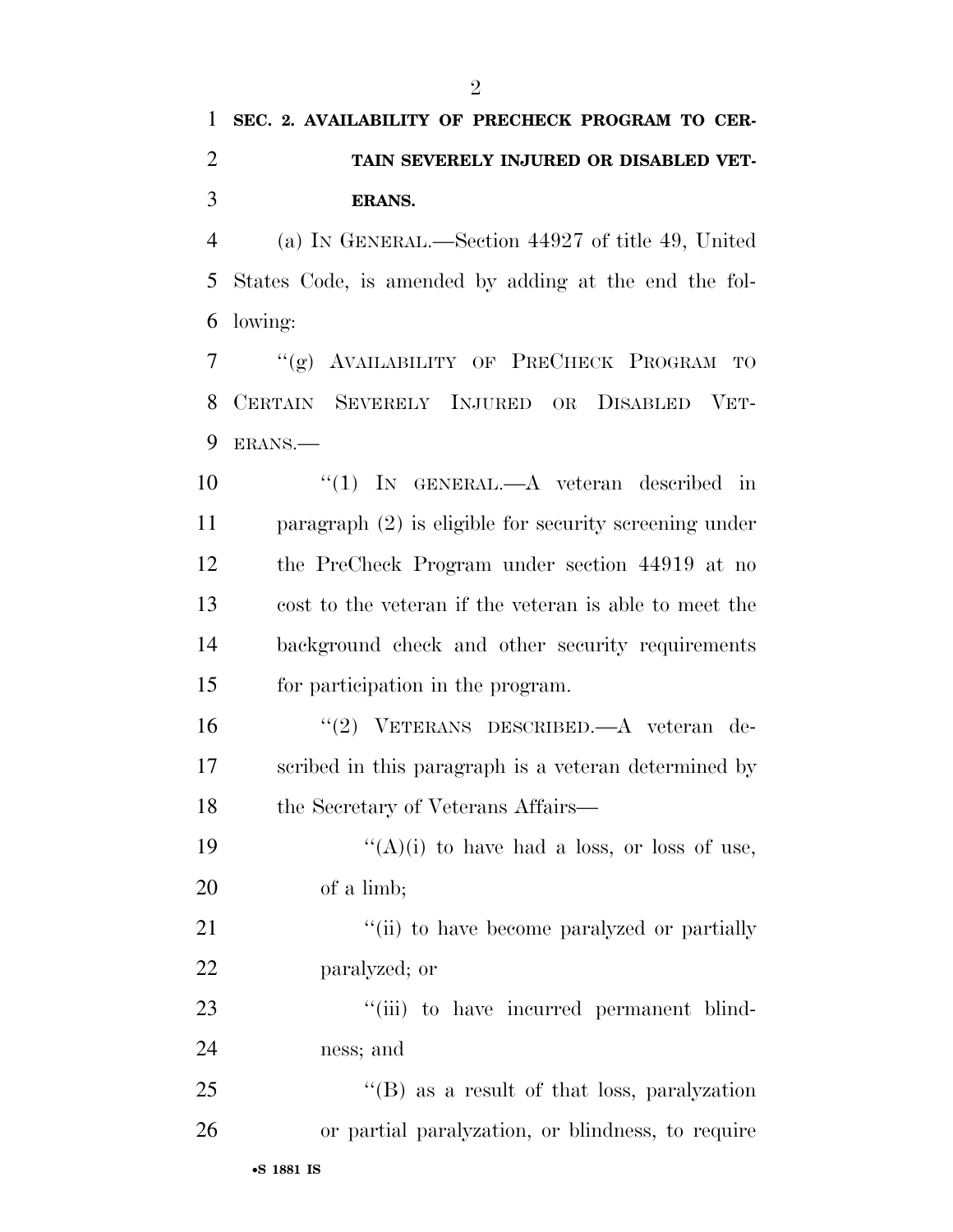**SEC. 2. AVAILABILITY OF PRECHECK PROGRAM TO CERTAIN SEVERELY INJURED OR DISABLED VETERANS.**

(a) IN GENERAL.—Section 44927 of title 49, United States Code, is amended by adding at the end the following:

"(g) AVAILABILITY OF PRECHECK PROGRAM TO CERTAIN SEVERELY INJURED OR DISABLED VETERANS.—

"(1) IN GENERAL.—A veteran described in paragraph (2) is eligible for security screening under the PreCheck Program under section 44919 at no cost to the veteran if the veteran is able to meet the background check and other security requirements for participation in the program.

"(2) VETERANS DESCRIBED.—A veteran described in this paragraph is a veteran determined by the Secretary of Veterans Affairs—

"(A)(i) to have had a loss, or loss of use, of a limb;

"(ii) to have become paralyzed or partially paralyzed; or

"(iii) to have incurred permanent blindness; and

"(B) as a result of that loss, paralyzation or partial paralyzation, or blindness, to require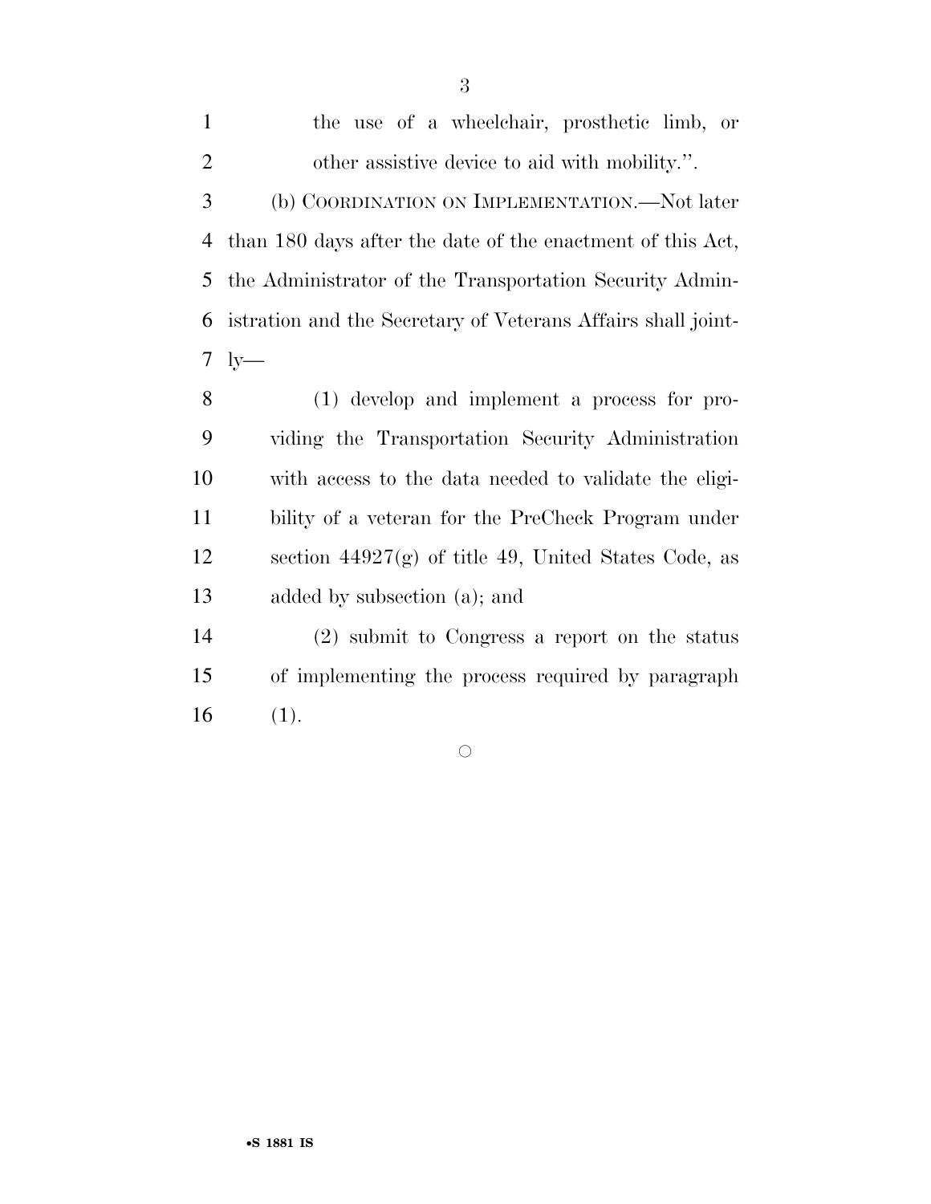the use of a wheelchair, prosthetic limb, or other assistive device to aid with mobility.''.

(b) COORDINATION ON IMPLEMENTATION.—Not later than 180 days after the date of the enactment of this Act, the Administrator of the Transportation Security Administration and the Secretary of Veterans Affairs shall jointly—

(1) develop and implement a process for providing the Transportation Security Administration with access to the data needed to validate the eligibility of a veteran for the PreCheck Program under section 44927(g) of title 49, United States Code, as added by subsection (a); and

(2) submit to Congress a report on the status of implementing the process required by paragraph (1).

○